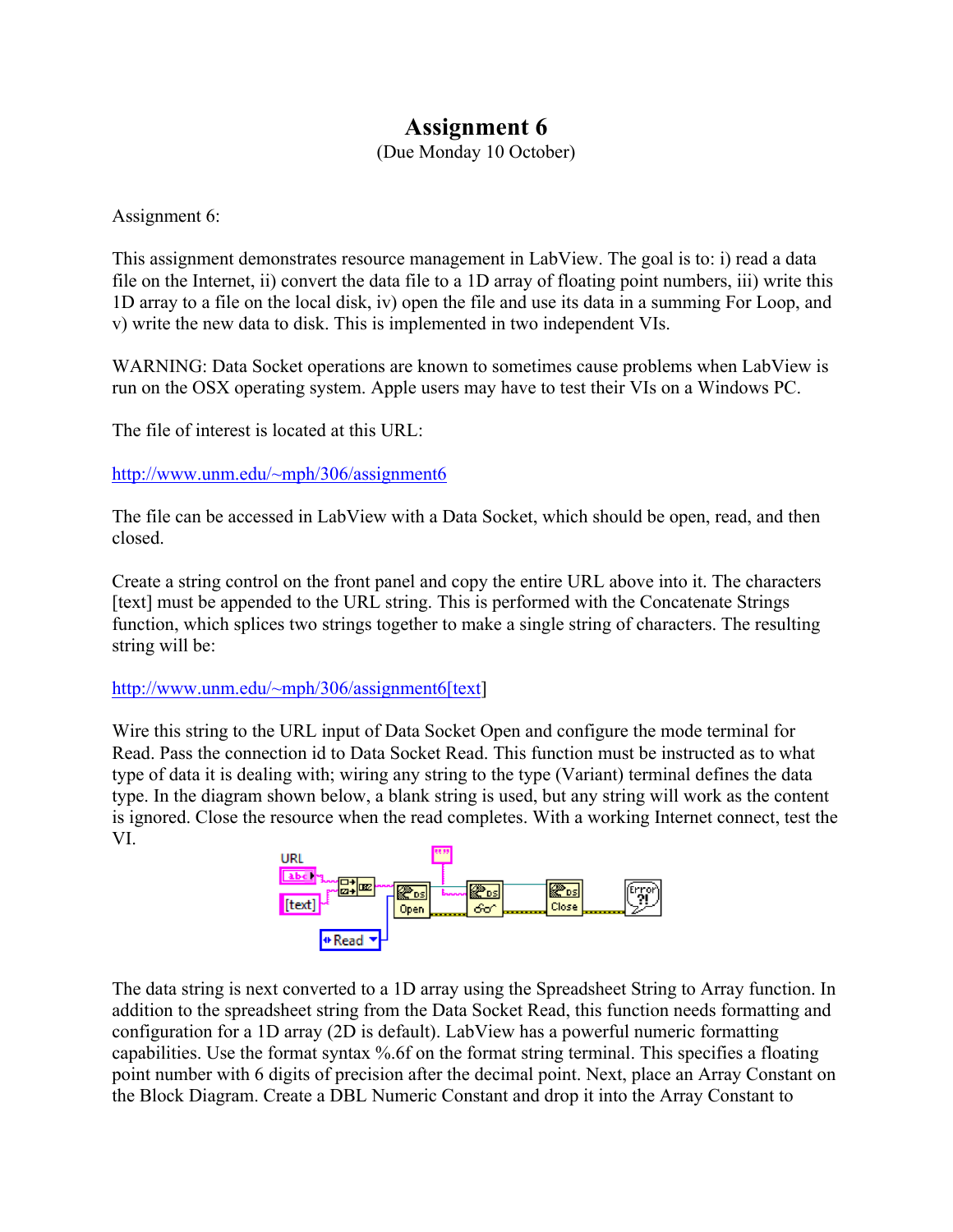# Assignment 6

(Due Monday 10 October)

Assignment 6:

This assignment demonstrates resource management in LabView. The goal is to: i) read a data file on the Internet, ii) convert the data file to a 1D array of floating point numbers, iii) write this 1D array to a file on the local disk, iv) open the file and use its data in a summing For Loop, and v) write the new data to disk. This is implemented in two independent VIs.

WARNING: Data Socket operations are known to sometimes cause problems when LabView is run on the OSX operating system. Apple users may have to test their VIs on a Windows PC.

The file of interest is located at this URL:

http://www.unm.edu/~mph/306/assignment6

The file can be accessed in LabView with a Data Socket, which should be open, read, and then closed.

Create a string control on the front panel and copy the entire URL above into it. The characters [text] must be appended to the URL string. This is performed with the Concatenate Strings function, which splices two strings together to make a single string of characters. The resulting string will be:

http://www.unm.edu/~mph/306/assignment6[text]

Wire this string to the URL input of Data Socket Open and configure the mode terminal for Read. Pass the connection id to Data Socket Read. This function must be instructed as to what type of data it is dealing with; wiring any string to the type (Variant) terminal defines the data type. In the diagram shown below, a blank string is used, but any string will work as the content is ignored. Close the resource when the read completes. With a working Internet connect, test the VI.

The data string is next converted to a 1D array using the Spreadsheet String to Array function. In addition to the spreadsheet string from the Data Socket Read, this function needs formatting and configuration for a 1D array (2D is default). LabView has a powerful numeric formatting capabilities. Use the format syntax %.6f on the format string terminal. This specifies a floating point number with 6 digits of precision after the decimal point. Next, place an Array Constant on the Block Diagram. Create a DBL Numeric Constant and drop it into the Array Constant to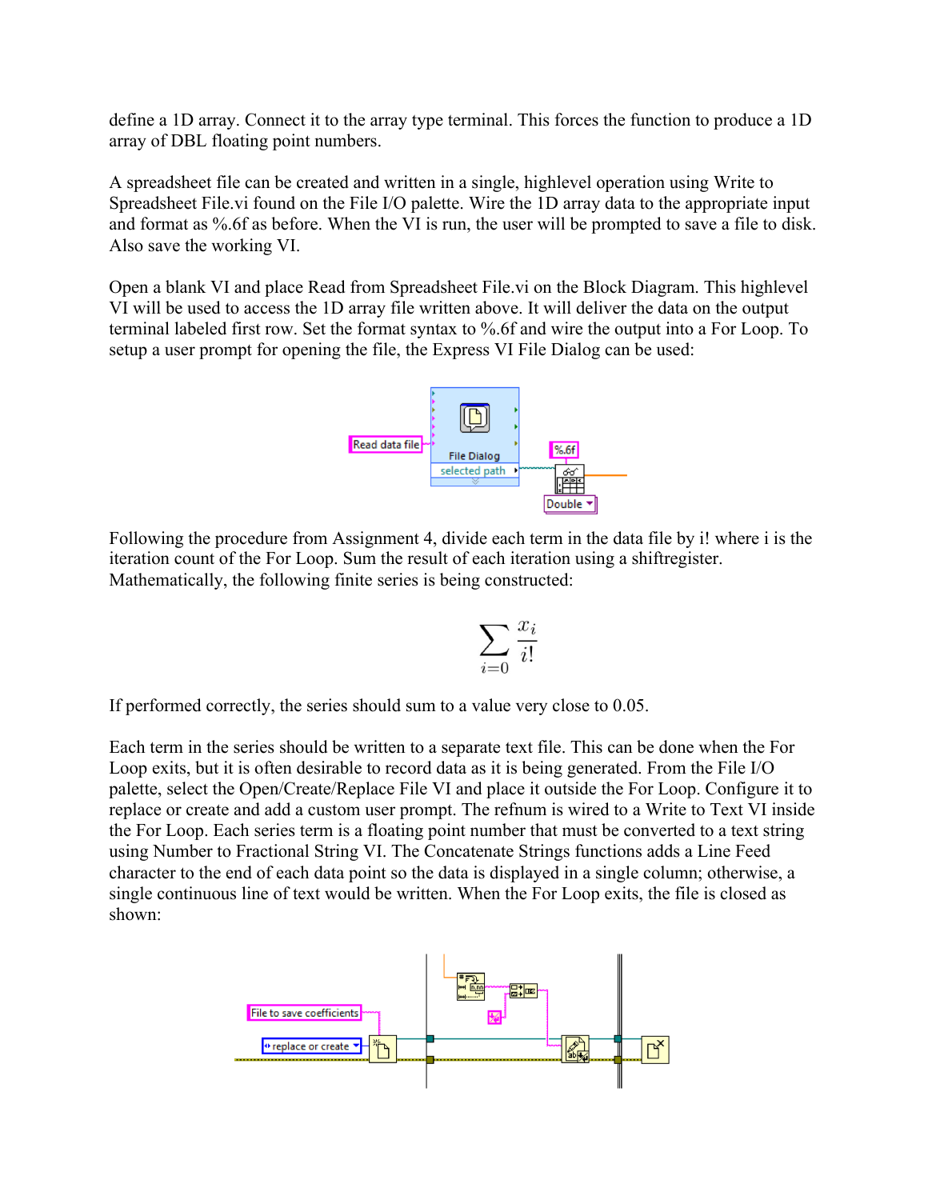define a 1D array. Connect it to the array type terminal. This forces the function to produce a 1D array of DBL floating point numbers.

A spreadsheet file can be created and written in a single, highlevel operation using Write to Spreadsheet File.vi found on the File I/O palette. Wire the 1D array data to the appropriate input and format as %.6f as before. When the VI is run, the user will be prompted to save a file to disk. Also save the working VI.

Open a blank VI and place Read from Spreadsheet File.vi on the Block Diagram. This highlevel VI will be used to access the 1D array file written above. It will deliver the data on the output terminal labeled first row. Set the format syntax to %.6f and wire the output into a For Loop. To setup a user prompt for opening the file, the Express VI File Dialog can be used:

Following the procedure from Assignment 4, divide each term in the data file by i! where i is the iteration count of the For Loop. Sum the result of each iteration using a shiftregister. Mathematically, the following finite series is being constructed:

$$\sum_{i=0} \frac{x_i}{i!}$$

If performed correctly, the series should sum to a value very close to 0.05.

Each term in the series should be written to a separate text file. This can be done when the For Loop exits, but it is often desirable to record data as it is being generated. From the File I/O palette, select the Open/Create/Replace File VI and place it outside the For Loop. Configure it to replace or create and add a custom user prompt. The refnum is wired to a Write to Text VI inside the For Loop. Each series term is a floating point number that must be converted to a text string using Number to Fractional String VI. The Concatenate Strings functions adds a Line Feed character to the end of each data point so the data is displayed in a single column; otherwise, a single continuous line of text would be written. When the For Loop exits, the file is closed as shown: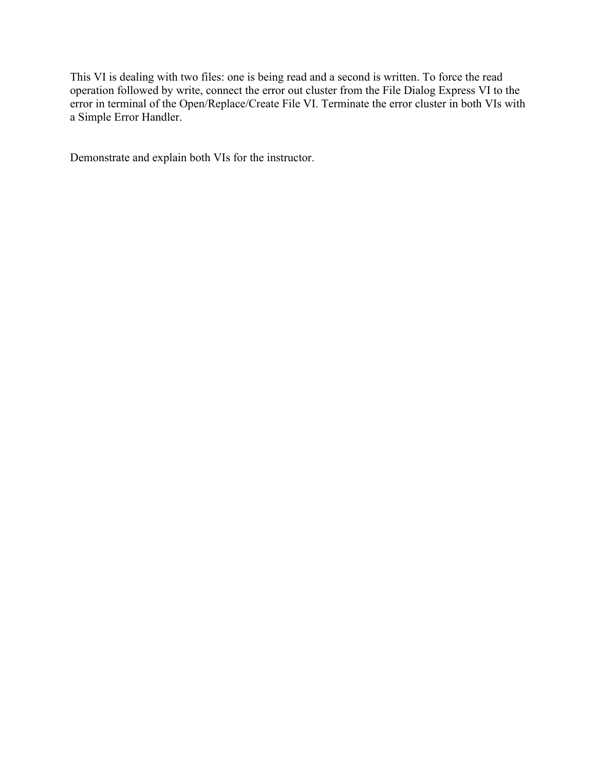This VI is dealing with two files: one is being read and a second is written. To force the read operation followed by write, connect the error out cluster from the File Dialog Express VI to the error in terminal of the Open/Replace/Create File VI. Terminate the error cluster in both VIs with a Simple Error Handler.

Demonstrate and explain both VIs for the instructor.